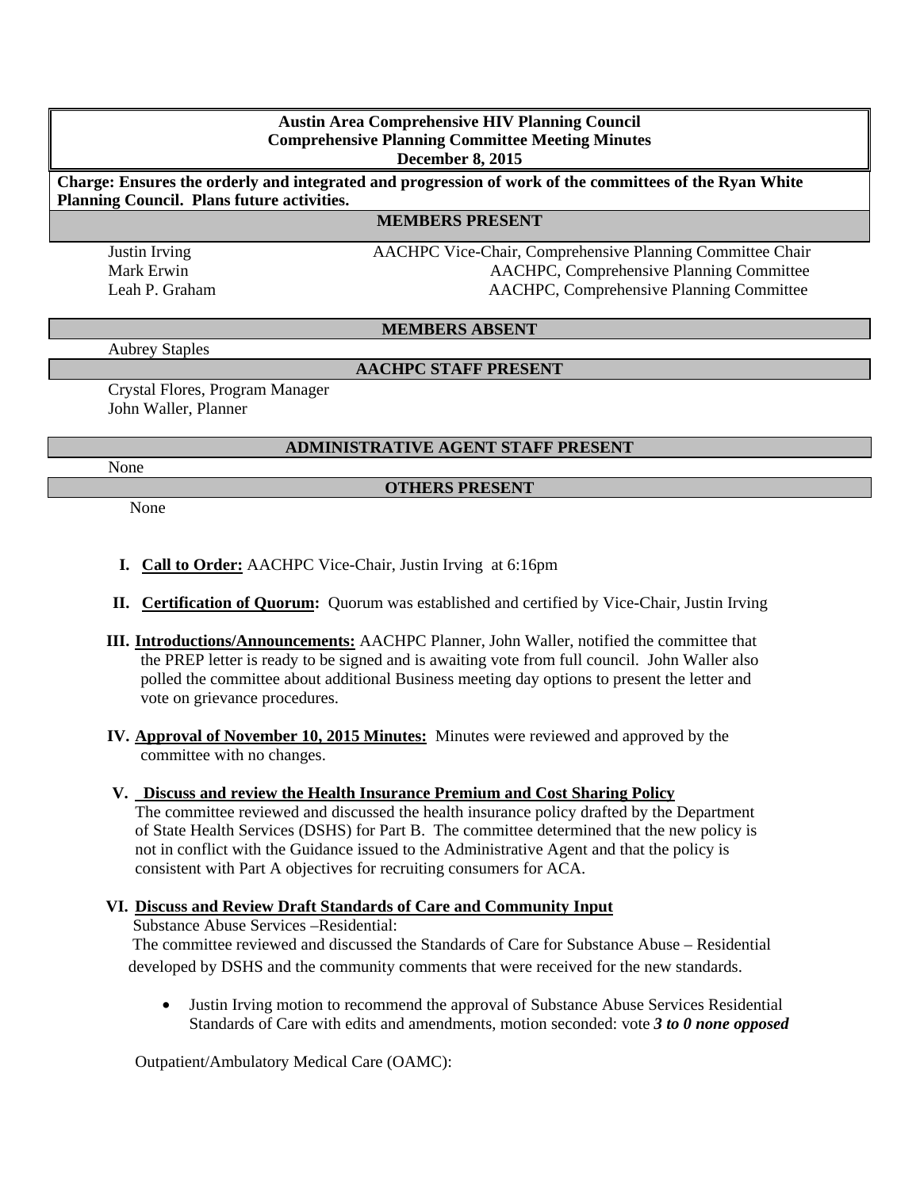**Austin Area Comprehensive HIV Planning Council**
**Comprehensive Planning Committee Meeting Minutes**
**December 8, 2015**

**Charge: Ensures the orderly and integrated and progression of work of the committees of the Ryan White Planning Council. Plans future activities.**

## MEMBERS PRESENT

| | |
|---|---|
| Justin Irving | AACHPC Vice-Chair, Comprehensive Planning Committee Chair |
| Mark Erwin | AACHPC, Comprehensive Planning Committee |
| Leah P. Graham | AACHPC, Comprehensive Planning Committee |

## MEMBERS ABSENT

Aubrey Staples

## AACHPC STAFF PRESENT

Crystal Flores, Program Manager
John Waller, Planner

## ADMINISTRATIVE AGENT STAFF PRESENT

None

## OTHERS PRESENT

None

I. **Call to Order:** AACHPC Vice-Chair, Justin Irving at 6:16pm

II. **Certification of Quorum:** Quorum was established and certified by Vice-Chair, Justin Irving

III. **Introductions/Announcements:** AACHPC Planner, John Waller, notified the committee that the PREP letter is ready to be signed and is awaiting vote from full council. John Waller also polled the committee about additional Business meeting day options to present the letter and vote on grievance procedures.

IV. **Approval of November 10, 2015 Minutes:** Minutes were reviewed and approved by the committee with no changes.

V. **Discuss and review the Health Insurance Premium and Cost Sharing Policy**
The committee reviewed and discussed the health insurance policy drafted by the Department of State Health Services (DSHS) for Part B. The committee determined that the new policy is not in conflict with the Guidance issued to the Administrative Agent and that the policy is consistent with Part A objectives for recruiting consumers for ACA.

VI. **Discuss and Review Draft Standards of Care and Community Input**
Substance Abuse Services –Residential:
The committee reviewed and discussed the Standards of Care for Substance Abuse – Residential developed by DSHS and the community comments that were received for the new standards.

- Justin Irving motion to recommend the approval of Substance Abuse Services Residential Standards of Care with edits and amendments, motion seconded: vote ***3 to 0 none opposed***

Outpatient/Ambulatory Medical Care (OAMC):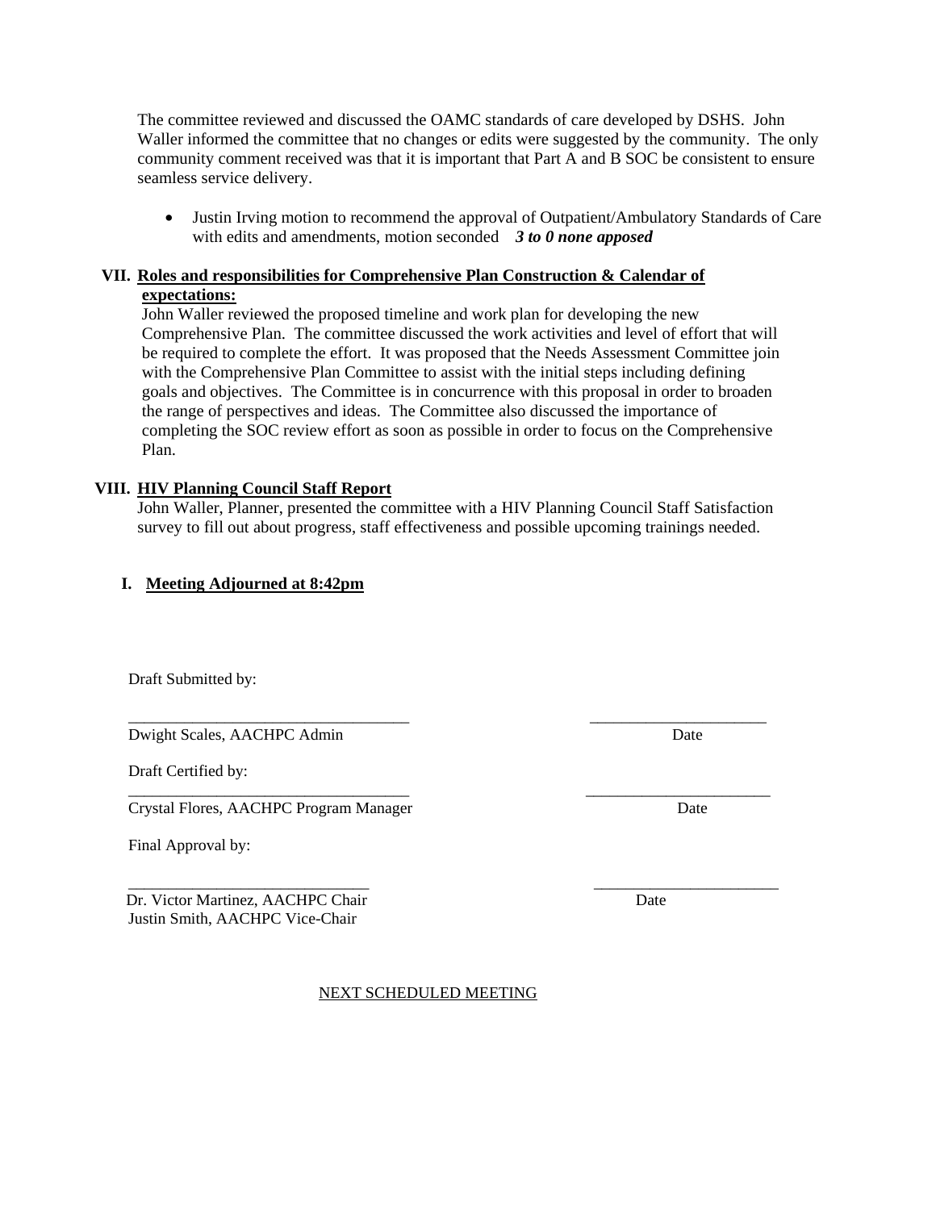The committee reviewed and discussed the OAMC standards of care developed by DSHS. John Waller informed the committee that no changes or edits were suggested by the community. The only community comment received was that it is important that Part A and B SOC be consistent to ensure seamless service delivery.

- Justin Irving motion to recommend the approval of Outpatient/Ambulatory Standards of Care with edits and amendments, motion seconded ***3 to 0 none apposed***

## VII. Roles and responsibilities for Comprehensive Plan Construction & Calendar of expectations:

John Waller reviewed the proposed timeline and work plan for developing the new Comprehensive Plan. The committee discussed the work activities and level of effort that will be required to complete the effort. It was proposed that the Needs Assessment Committee join with the Comprehensive Plan Committee to assist with the initial steps including defining goals and objectives. The Committee is in concurrence with this proposal in order to broaden the range of perspectives and ideas. The Committee also discussed the importance of completing the SOC review effort as soon as possible in order to focus on the Comprehensive Plan.

## VIII. HIV Planning Council Staff Report

John Waller, Planner, presented the committee with a HIV Planning Council Staff Satisfaction survey to fill out about progress, staff effectiveness and possible upcoming trainings needed.

## I. Meeting Adjourned at 8:42pm

Draft Submitted by:

\_\_\_\_\_\_\_\_\_\_\_\_\_\_\_\_\_\_\_\_\_\_\_\_\_\_\_\_\_\_\_\_\_\_\_ \_\_\_\_\_\_\_\_\_\_\_\_\_\_\_\_\_\_\_\_\_\_

Dwight Scales, AACHPC Admin Date

Draft Certified by:

\_\_\_\_\_\_\_\_\_\_\_\_\_\_\_\_\_\_\_\_\_\_\_\_\_\_\_\_\_\_\_\_\_\_\_ \_\_\_\_\_\_\_\_\_\_\_\_\_\_\_\_\_\_\_\_\_\_

Crystal Flores, AACHPC Program Manager Date

Final Approval by:

\_\_\_\_\_\_\_\_\_\_\_\_\_\_\_\_\_\_\_\_\_\_\_\_\_\_\_\_\_\_ \_\_\_\_\_\_\_\_\_\_\_\_\_\_\_\_\_\_\_\_\_\_

Dr. Victor Martinez, AACHPC Chair Date

Justin Smith, AACHPC Vice-Chair

NEXT SCHEDULED MEETING